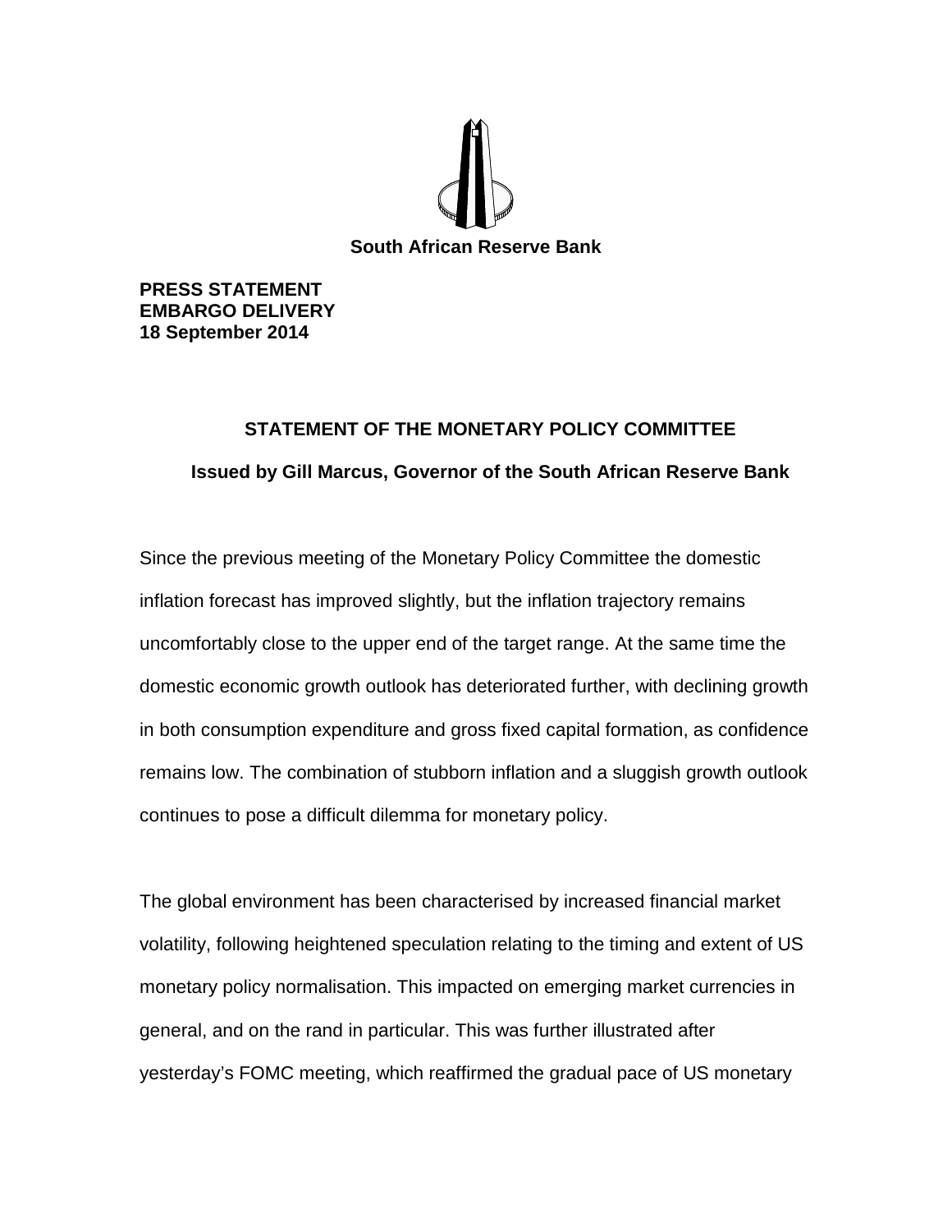**South African Reserve Bank**

**PRESS STATEMENT**
**EMBARGO DELIVERY**
**18 September 2014**

## STATEMENT OF THE MONETARY POLICY COMMITTEE

### Issued by Gill Marcus, Governor of the South African Reserve Bank

Since the previous meeting of the Monetary Policy Committee the domestic inflation forecast has improved slightly, but the inflation trajectory remains uncomfortably close to the upper end of the target range. At the same time the domestic economic growth outlook has deteriorated further, with declining growth in both consumption expenditure and gross fixed capital formation, as confidence remains low. The combination of stubborn inflation and a sluggish growth outlook continues to pose a difficult dilemma for monetary policy.

The global environment has been characterised by increased financial market volatility, following heightened speculation relating to the timing and extent of US monetary policy normalisation. This impacted on emerging market currencies in general, and on the rand in particular. This was further illustrated after yesterday's FOMC meeting, which reaffirmed the gradual pace of US monetary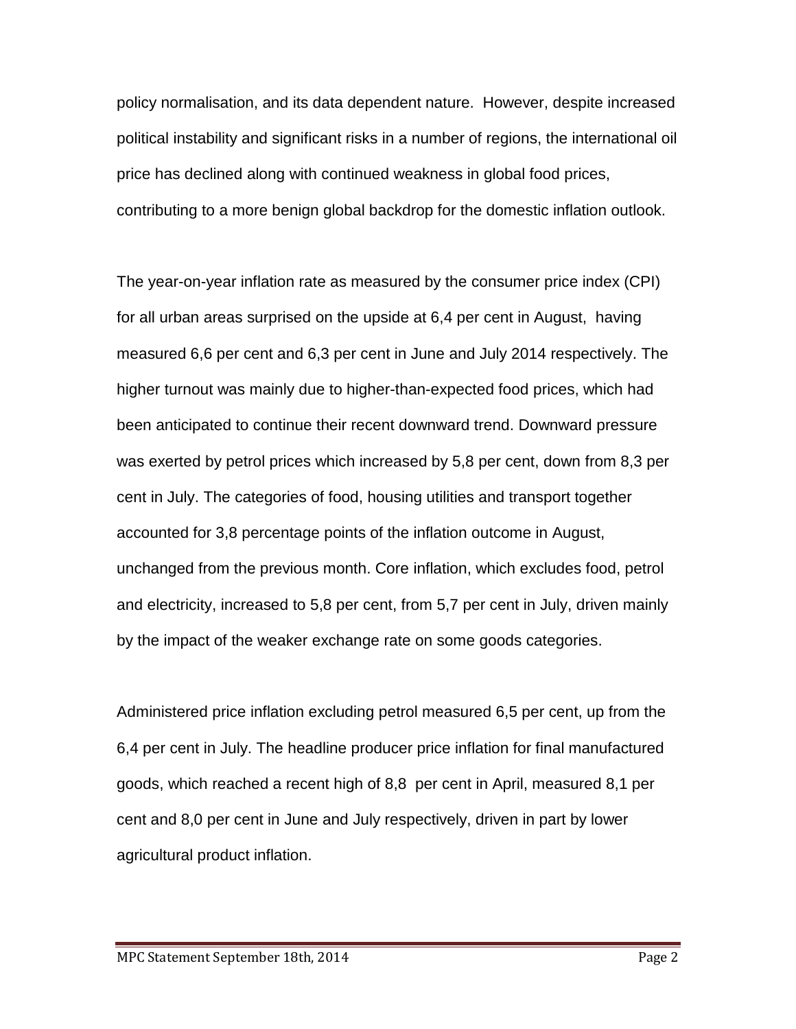policy normalisation, and its data dependent nature. However, despite increased political instability and significant risks in a number of regions, the international oil price has declined along with continued weakness in global food prices, contributing to a more benign global backdrop for the domestic inflation outlook.

The year-on-year inflation rate as measured by the consumer price index (CPI) for all urban areas surprised on the upside at 6,4 per cent in August, having measured 6,6 per cent and 6,3 per cent in June and July 2014 respectively. The higher turnout was mainly due to higher-than-expected food prices, which had been anticipated to continue their recent downward trend. Downward pressure was exerted by petrol prices which increased by 5,8 per cent, down from 8,3 per cent in July. The categories of food, housing utilities and transport together accounted for 3,8 percentage points of the inflation outcome in August, unchanged from the previous month. Core inflation, which excludes food, petrol and electricity, increased to 5,8 per cent, from 5,7 per cent in July, driven mainly by the impact of the weaker exchange rate on some goods categories.

Administered price inflation excluding petrol measured 6,5 per cent, up from the 6,4 per cent in July. The headline producer price inflation for final manufactured goods, which reached a recent high of 8,8 per cent in April, measured 8,1 per cent and 8,0 per cent in June and July respectively, driven in part by lower agricultural product inflation.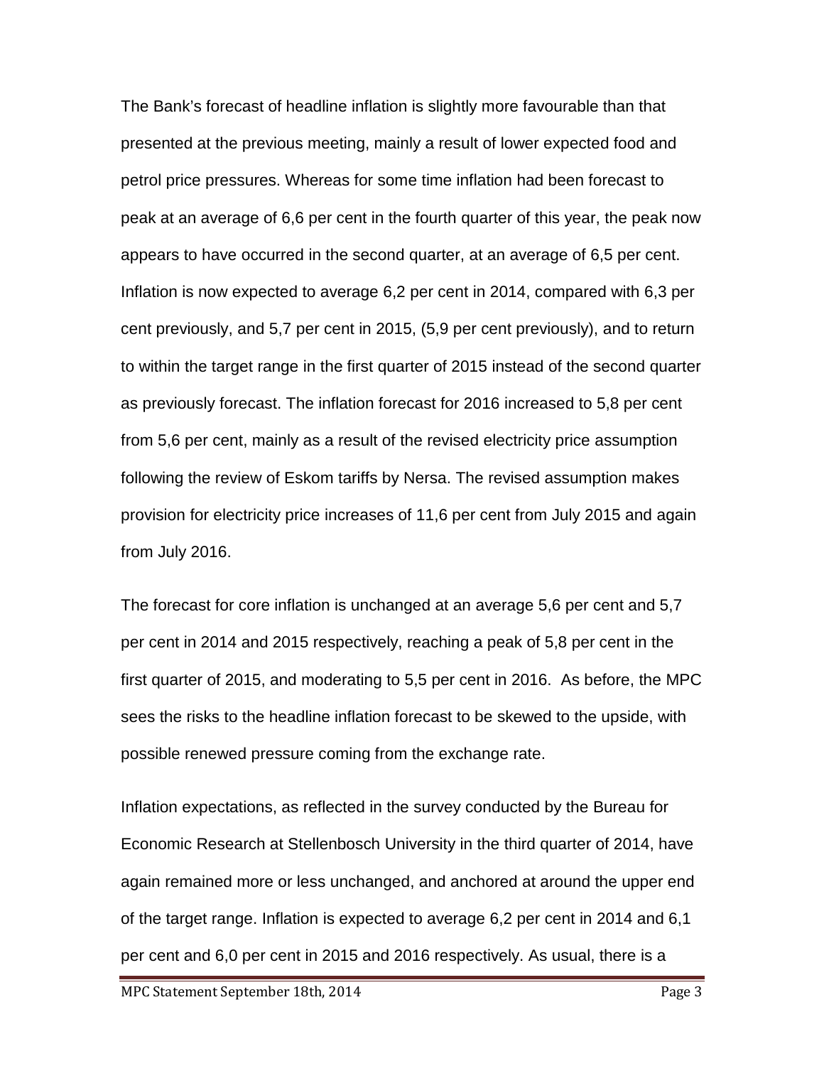The Bank's forecast of headline inflation is slightly more favourable than that presented at the previous meeting, mainly a result of lower expected food and petrol price pressures. Whereas for some time inflation had been forecast to peak at an average of 6,6 per cent in the fourth quarter of this year, the peak now appears to have occurred in the second quarter, at an average of 6,5 per cent. Inflation is now expected to average 6,2 per cent in 2014, compared with 6,3 per cent previously, and 5,7 per cent in 2015, (5,9 per cent previously), and to return to within the target range in the first quarter of 2015 instead of the second quarter as previously forecast. The inflation forecast for 2016 increased to 5,8 per cent from 5,6 per cent, mainly as a result of the revised electricity price assumption following the review of Eskom tariffs by Nersa. The revised assumption makes provision for electricity price increases of 11,6 per cent from July 2015 and again from July 2016.

The forecast for core inflation is unchanged at an average 5,6 per cent and 5,7 per cent in 2014 and 2015 respectively, reaching a peak of 5,8 per cent in the first quarter of 2015, and moderating to 5,5 per cent in 2016. As before, the MPC sees the risks to the headline inflation forecast to be skewed to the upside, with possible renewed pressure coming from the exchange rate.

Inflation expectations, as reflected in the survey conducted by the Bureau for Economic Research at Stellenbosch University in the third quarter of 2014, have again remained more or less unchanged, and anchored at around the upper end of the target range. Inflation is expected to average 6,2 per cent in 2014 and 6,1 per cent and 6,0 per cent in 2015 and 2016 respectively. As usual, there is a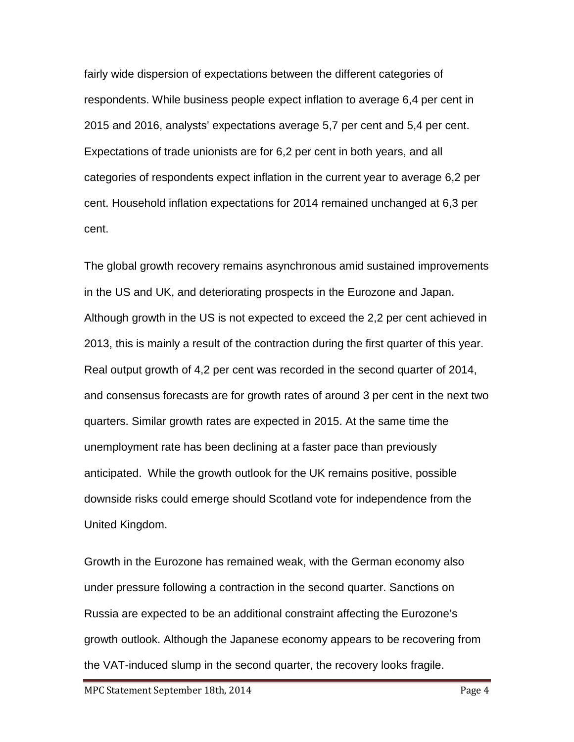fairly wide dispersion of expectations between the different categories of respondents. While business people expect inflation to average 6,4 per cent in 2015 and 2016, analysts' expectations average 5,7 per cent and 5,4 per cent. Expectations of trade unionists are for 6,2 per cent in both years, and all categories of respondents expect inflation in the current year to average 6,2 per cent. Household inflation expectations for 2014 remained unchanged at 6,3 per cent.

The global growth recovery remains asynchronous amid sustained improvements in the US and UK, and deteriorating prospects in the Eurozone and Japan. Although growth in the US is not expected to exceed the 2,2 per cent achieved in 2013, this is mainly a result of the contraction during the first quarter of this year. Real output growth of 4,2 per cent was recorded in the second quarter of 2014, and consensus forecasts are for growth rates of around 3 per cent in the next two quarters. Similar growth rates are expected in 2015. At the same time the unemployment rate has been declining at a faster pace than previously anticipated. While the growth outlook for the UK remains positive, possible downside risks could emerge should Scotland vote for independence from the United Kingdom.

Growth in the Eurozone has remained weak, with the German economy also under pressure following a contraction in the second quarter. Sanctions on Russia are expected to be an additional constraint affecting the Eurozone's growth outlook. Although the Japanese economy appears to be recovering from the VAT-induced slump in the second quarter, the recovery looks fragile.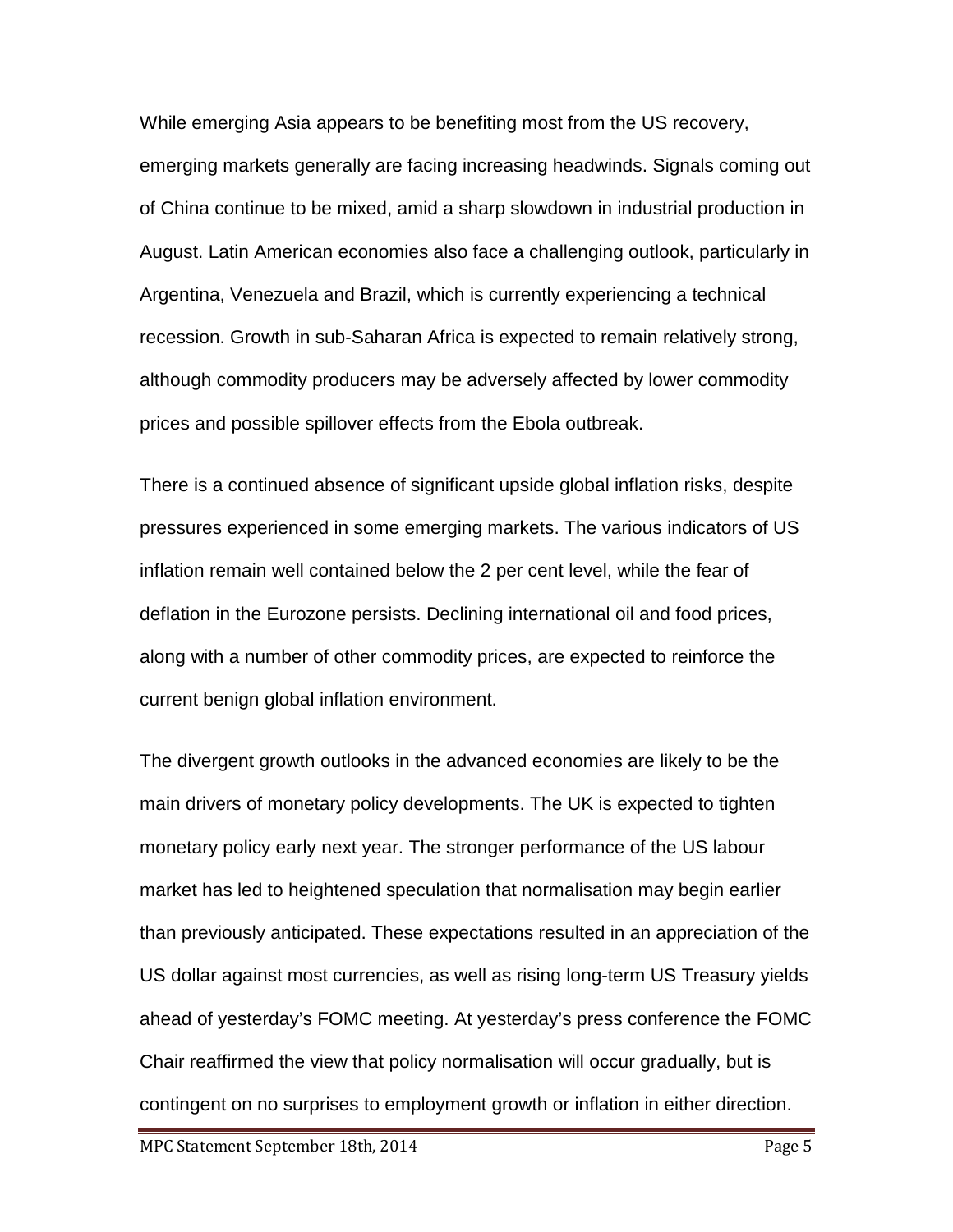While emerging Asia appears to be benefiting most from the US recovery, emerging markets generally are facing increasing headwinds. Signals coming out of China continue to be mixed, amid a sharp slowdown in industrial production in August. Latin American economies also face a challenging outlook, particularly in Argentina, Venezuela and Brazil, which is currently experiencing a technical recession. Growth in sub-Saharan Africa is expected to remain relatively strong, although commodity producers may be adversely affected by lower commodity prices and possible spillover effects from the Ebola outbreak.

There is a continued absence of significant upside global inflation risks, despite pressures experienced in some emerging markets. The various indicators of US inflation remain well contained below the 2 per cent level, while the fear of deflation in the Eurozone persists. Declining international oil and food prices, along with a number of other commodity prices, are expected to reinforce the current benign global inflation environment.

The divergent growth outlooks in the advanced economies are likely to be the main drivers of monetary policy developments. The UK is expected to tighten monetary policy early next year. The stronger performance of the US labour market has led to heightened speculation that normalisation may begin earlier than previously anticipated. These expectations resulted in an appreciation of the US dollar against most currencies, as well as rising long-term US Treasury yields ahead of yesterday's FOMC meeting. At yesterday's press conference the FOMC Chair reaffirmed the view that policy normalisation will occur gradually, but is contingent on no surprises to employment growth or inflation in either direction.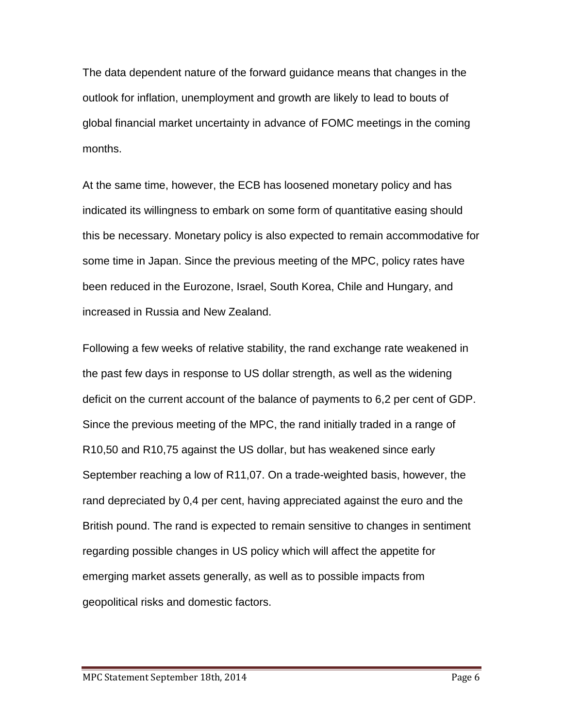The data dependent nature of the forward guidance means that changes in the outlook for inflation, unemployment and growth are likely to lead to bouts of global financial market uncertainty in advance of FOMC meetings in the coming months.

At the same time, however, the ECB has loosened monetary policy and has indicated its willingness to embark on some form of quantitative easing should this be necessary. Monetary policy is also expected to remain accommodative for some time in Japan. Since the previous meeting of the MPC, policy rates have been reduced in the Eurozone, Israel, South Korea, Chile and Hungary, and increased in Russia and New Zealand.

Following a few weeks of relative stability, the rand exchange rate weakened in the past few days in response to US dollar strength, as well as the widening deficit on the current account of the balance of payments to 6,2 per cent of GDP. Since the previous meeting of the MPC, the rand initially traded in a range of R10,50 and R10,75 against the US dollar, but has weakened since early September reaching a low of R11,07. On a trade-weighted basis, however, the rand depreciated by 0,4 per cent, having appreciated against the euro and the British pound. The rand is expected to remain sensitive to changes in sentiment regarding possible changes in US policy which will affect the appetite for emerging market assets generally, as well as to possible impacts from geopolitical risks and domestic factors.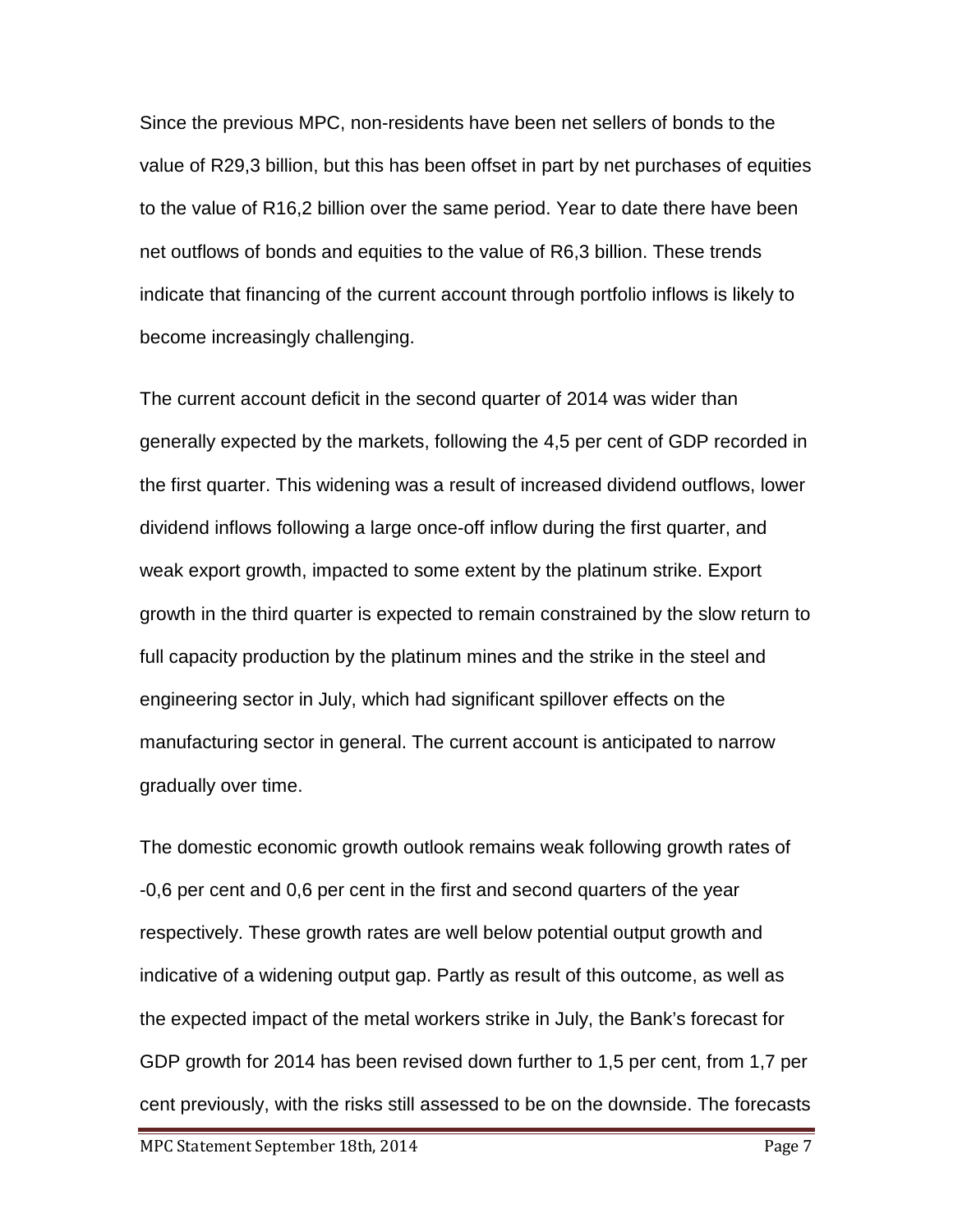Since the previous MPC, non-residents have been net sellers of bonds to the value of R29,3 billion, but this has been offset in part by net purchases of equities to the value of R16,2 billion over the same period. Year to date there have been net outflows of bonds and equities to the value of R6,3 billion. These trends indicate that financing of the current account through portfolio inflows is likely to become increasingly challenging.

The current account deficit in the second quarter of 2014 was wider than generally expected by the markets, following the 4,5 per cent of GDP recorded in the first quarter. This widening was a result of increased dividend outflows, lower dividend inflows following a large once-off inflow during the first quarter, and weak export growth, impacted to some extent by the platinum strike. Export growth in the third quarter is expected to remain constrained by the slow return to full capacity production by the platinum mines and the strike in the steel and engineering sector in July, which had significant spillover effects on the manufacturing sector in general. The current account is anticipated to narrow gradually over time.

The domestic economic growth outlook remains weak following growth rates of -0,6 per cent and 0,6 per cent in the first and second quarters of the year respectively. These growth rates are well below potential output growth and indicative of a widening output gap. Partly as result of this outcome, as well as the expected impact of the metal workers strike in July, the Bank's forecast for GDP growth for 2014 has been revised down further to 1,5 per cent, from 1,7 per cent previously, with the risks still assessed to be on the downside. The forecasts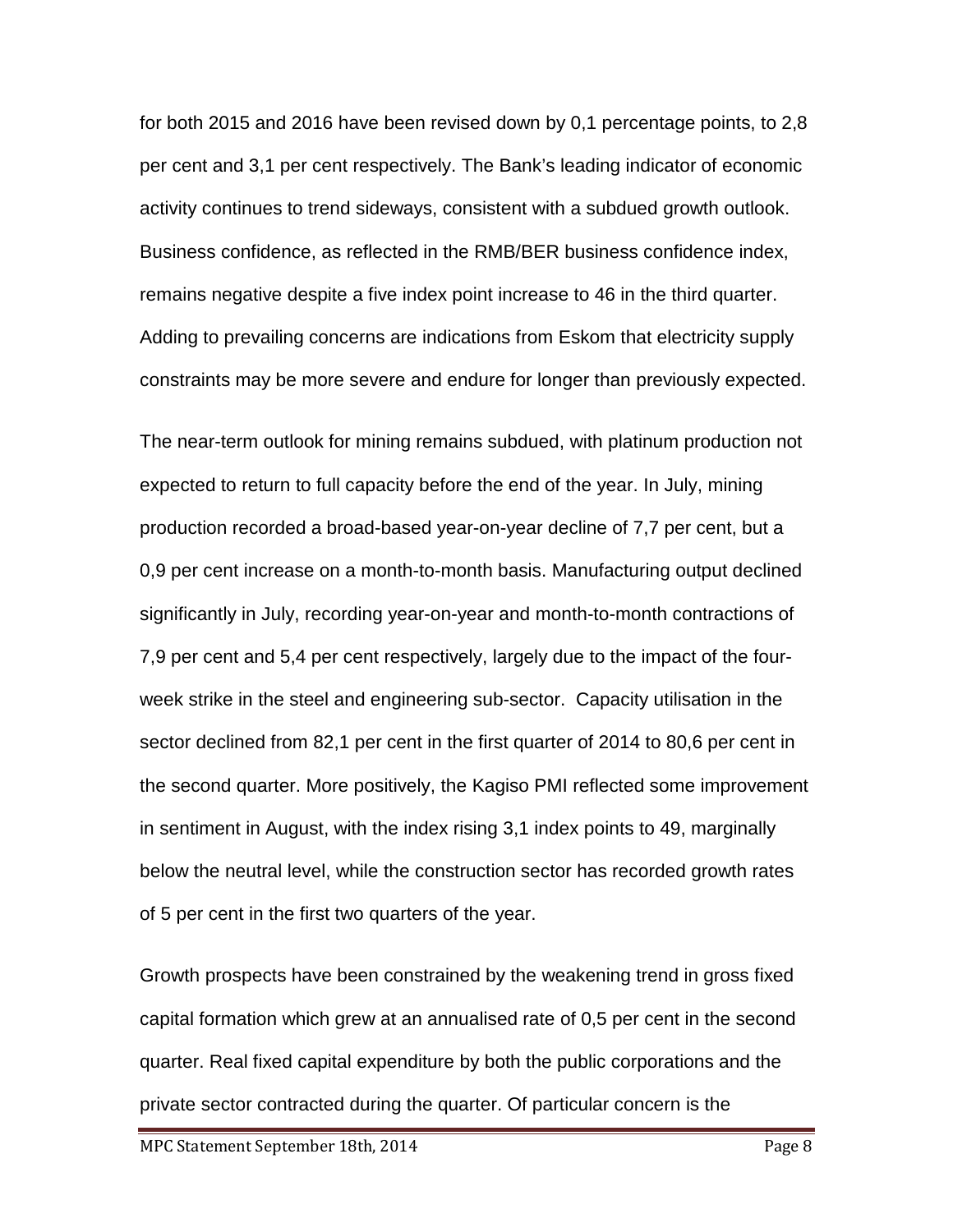for both 2015 and 2016 have been revised down by 0,1 percentage points, to 2,8 per cent and 3,1 per cent respectively. The Bank's leading indicator of economic activity continues to trend sideways, consistent with a subdued growth outlook. Business confidence, as reflected in the RMB/BER business confidence index, remains negative despite a five index point increase to 46 in the third quarter. Adding to prevailing concerns are indications from Eskom that electricity supply constraints may be more severe and endure for longer than previously expected.

The near-term outlook for mining remains subdued, with platinum production not expected to return to full capacity before the end of the year. In July, mining production recorded a broad-based year-on-year decline of 7,7 per cent, but a 0,9 per cent increase on a month-to-month basis. Manufacturing output declined significantly in July, recording year-on-year and month-to-month contractions of 7,9 per cent and 5,4 per cent respectively, largely due to the impact of the four-week strike in the steel and engineering sub-sector. Capacity utilisation in the sector declined from 82,1 per cent in the first quarter of 2014 to 80,6 per cent in the second quarter. More positively, the Kagiso PMI reflected some improvement in sentiment in August, with the index rising 3,1 index points to 49, marginally below the neutral level, while the construction sector has recorded growth rates of 5 per cent in the first two quarters of the year.

Growth prospects have been constrained by the weakening trend in gross fixed capital formation which grew at an annualised rate of 0,5 per cent in the second quarter. Real fixed capital expenditure by both the public corporations and the private sector contracted during the quarter. Of particular concern is the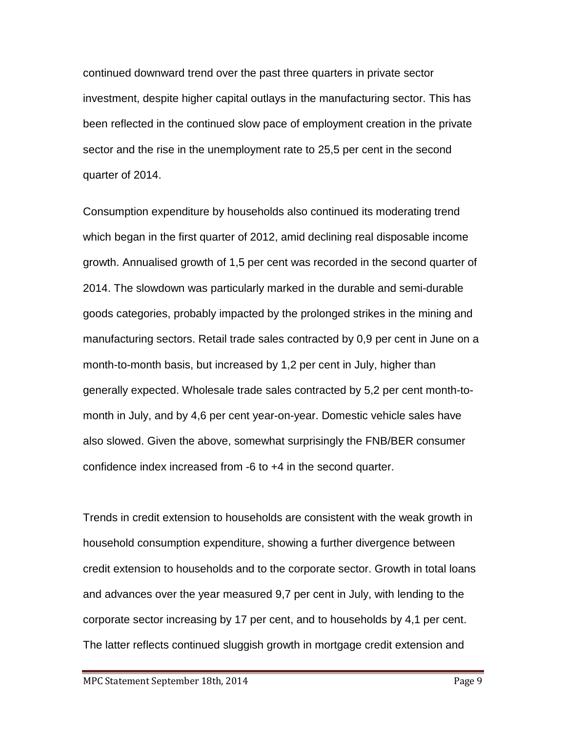continued downward trend over the past three quarters in private sector investment, despite higher capital outlays in the manufacturing sector. This has been reflected in the continued slow pace of employment creation in the private sector and the rise in the unemployment rate to 25,5 per cent in the second quarter of 2014.

Consumption expenditure by households also continued its moderating trend which began in the first quarter of 2012, amid declining real disposable income growth. Annualised growth of 1,5 per cent was recorded in the second quarter of 2014. The slowdown was particularly marked in the durable and semi-durable goods categories, probably impacted by the prolonged strikes in the mining and manufacturing sectors. Retail trade sales contracted by 0,9 per cent in June on a month-to-month basis, but increased by 1,2 per cent in July, higher than generally expected. Wholesale trade sales contracted by 5,2 per cent month-to-month in July, and by 4,6 per cent year-on-year. Domestic vehicle sales have also slowed. Given the above, somewhat surprisingly the FNB/BER consumer confidence index increased from -6 to +4 in the second quarter.

Trends in credit extension to households are consistent with the weak growth in household consumption expenditure, showing a further divergence between credit extension to households and to the corporate sector. Growth in total loans and advances over the year measured 9,7 per cent in July, with lending to the corporate sector increasing by 17 per cent, and to households by 4,1 per cent. The latter reflects continued sluggish growth in mortgage credit extension and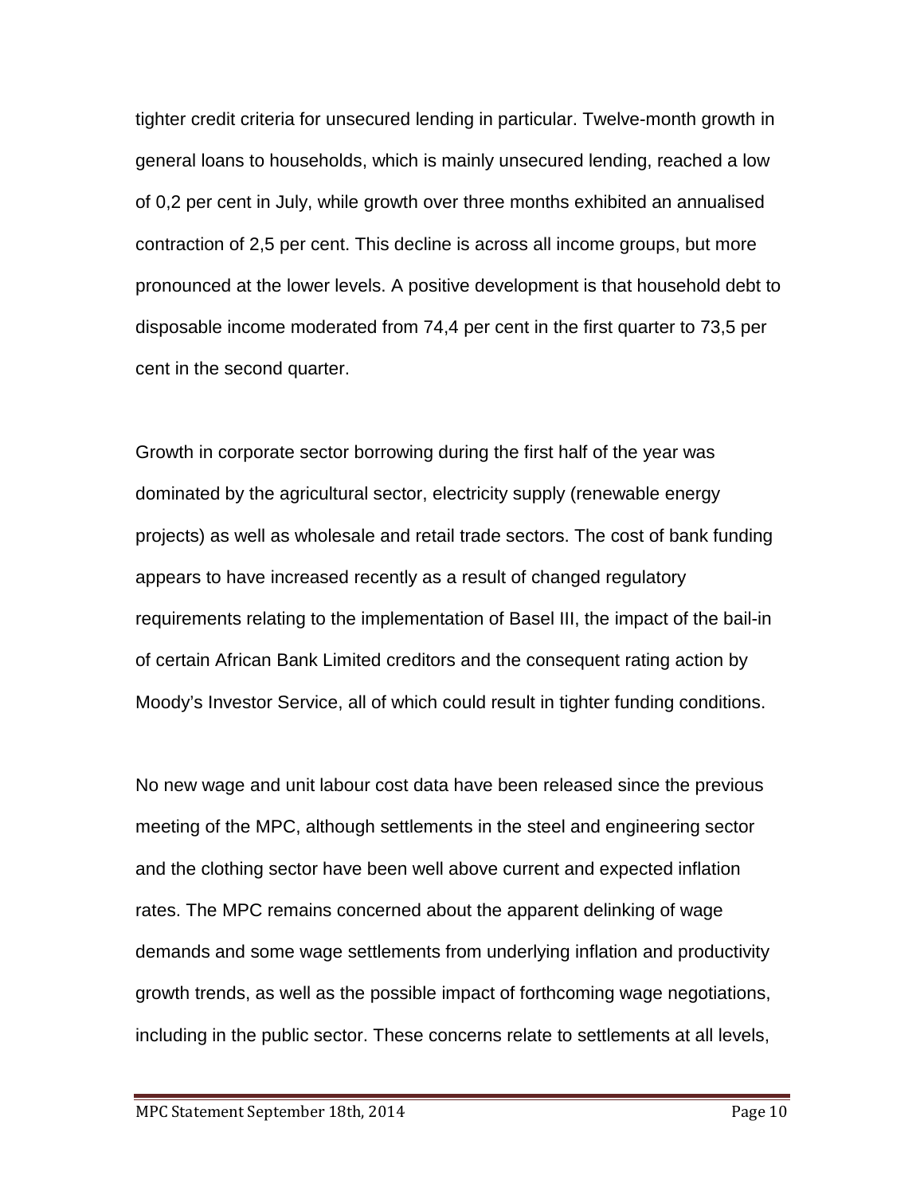tighter credit criteria for unsecured lending in particular. Twelve-month growth in general loans to households, which is mainly unsecured lending, reached a low of 0,2 per cent in July, while growth over three months exhibited an annualised contraction of 2,5 per cent. This decline is across all income groups, but more pronounced at the lower levels. A positive development is that household debt to disposable income moderated from 74,4 per cent in the first quarter to 73,5 per cent in the second quarter.

Growth in corporate sector borrowing during the first half of the year was dominated by the agricultural sector, electricity supply (renewable energy projects) as well as wholesale and retail trade sectors. The cost of bank funding appears to have increased recently as a result of changed regulatory requirements relating to the implementation of Basel III, the impact of the bail-in of certain African Bank Limited creditors and the consequent rating action by Moody's Investor Service, all of which could result in tighter funding conditions.

No new wage and unit labour cost data have been released since the previous meeting of the MPC, although settlements in the steel and engineering sector and the clothing sector have been well above current and expected inflation rates. The MPC remains concerned about the apparent delinking of wage demands and some wage settlements from underlying inflation and productivity growth trends, as well as the possible impact of forthcoming wage negotiations, including in the public sector. These concerns relate to settlements at all levels,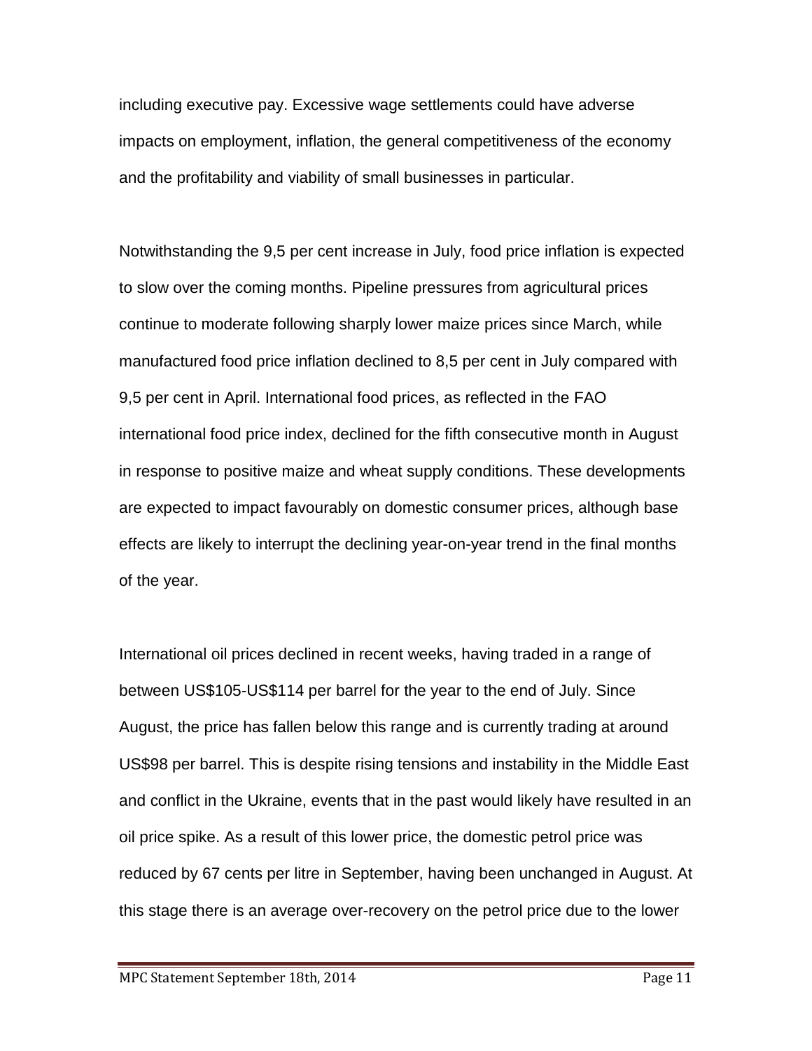including executive pay. Excessive wage settlements could have adverse impacts on employment, inflation, the general competitiveness of the economy and the profitability and viability of small businesses in particular.

Notwithstanding the 9,5 per cent increase in July, food price inflation is expected to slow over the coming months. Pipeline pressures from agricultural prices continue to moderate following sharply lower maize prices since March, while manufactured food price inflation declined to 8,5 per cent in July compared with 9,5 per cent in April. International food prices, as reflected in the FAO international food price index, declined for the fifth consecutive month in August in response to positive maize and wheat supply conditions. These developments are expected to impact favourably on domestic consumer prices, although base effects are likely to interrupt the declining year-on-year trend in the final months of the year.

International oil prices declined in recent weeks, having traded in a range of between US$105-US$114 per barrel for the year to the end of July. Since August, the price has fallen below this range and is currently trading at around US$98 per barrel. This is despite rising tensions and instability in the Middle East and conflict in the Ukraine, events that in the past would likely have resulted in an oil price spike. As a result of this lower price, the domestic petrol price was reduced by 67 cents per litre in September, having been unchanged in August. At this stage there is an average over-recovery on the petrol price due to the lower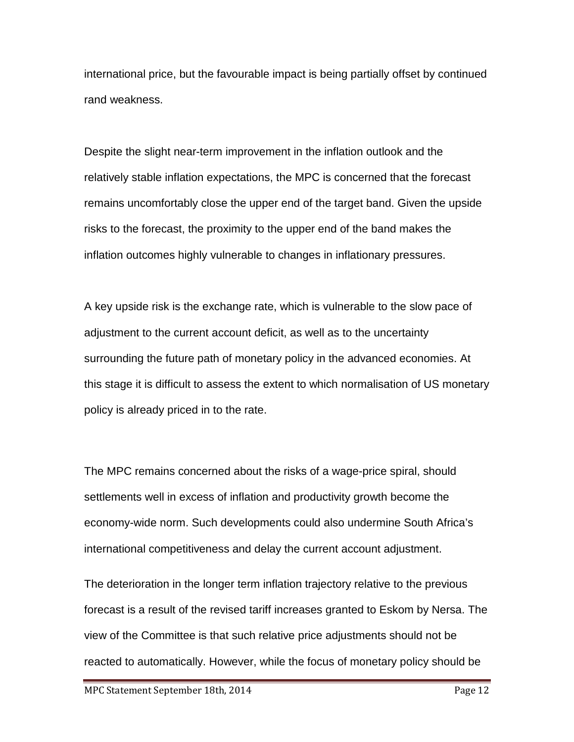international price, but the favourable impact is being partially offset by continued rand weakness.

Despite the slight near-term improvement in the inflation outlook and the relatively stable inflation expectations, the MPC is concerned that the forecast remains uncomfortably close the upper end of the target band. Given the upside risks to the forecast, the proximity to the upper end of the band makes the inflation outcomes highly vulnerable to changes in inflationary pressures.

A key upside risk is the exchange rate, which is vulnerable to the slow pace of adjustment to the current account deficit, as well as to the uncertainty surrounding the future path of monetary policy in the advanced economies. At this stage it is difficult to assess the extent to which normalisation of US monetary policy is already priced in to the rate.

The MPC remains concerned about the risks of a wage-price spiral, should settlements well in excess of inflation and productivity growth become the economy-wide norm. Such developments could also undermine South Africa's international competitiveness and delay the current account adjustment.

The deterioration in the longer term inflation trajectory relative to the previous forecast is a result of the revised tariff increases granted to Eskom by Nersa. The view of the Committee is that such relative price adjustments should not be reacted to automatically. However, while the focus of monetary policy should be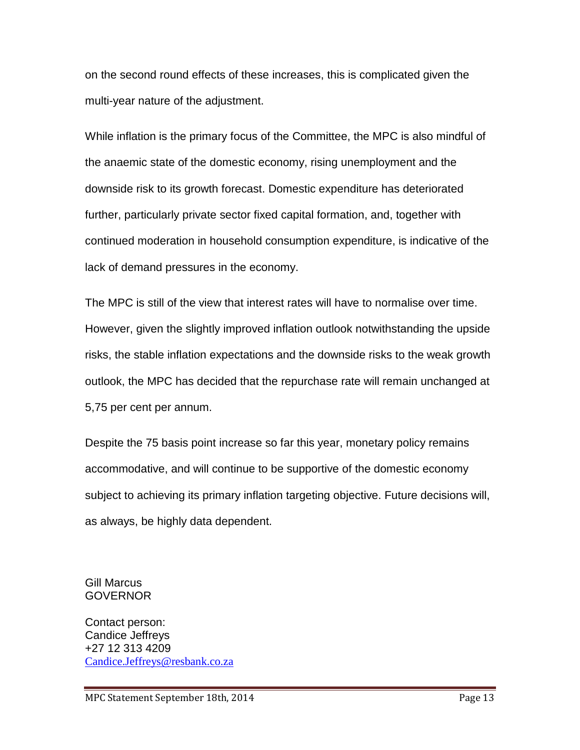on the second round effects of these increases, this is complicated given the multi-year nature of the adjustment.

While inflation is the primary focus of the Committee, the MPC is also mindful of the anaemic state of the domestic economy, rising unemployment and the downside risk to its growth forecast. Domestic expenditure has deteriorated further, particularly private sector fixed capital formation, and, together with continued moderation in household consumption expenditure, is indicative of the lack of demand pressures in the economy.

The MPC is still of the view that interest rates will have to normalise over time. However, given the slightly improved inflation outlook notwithstanding the upside risks, the stable inflation expectations and the downside risks to the weak growth outlook, the MPC has decided that the repurchase rate will remain unchanged at 5,75 per cent per annum.

Despite the 75 basis point increase so far this year, monetary policy remains accommodative, and will continue to be supportive of the domestic economy subject to achieving its primary inflation targeting objective. Future decisions will, as always, be highly data dependent.

Gill Marcus
GOVERNOR

Contact person:
Candice Jeffreys
+27 12 313 4209
Candice.Jeffreys@resbank.co.za